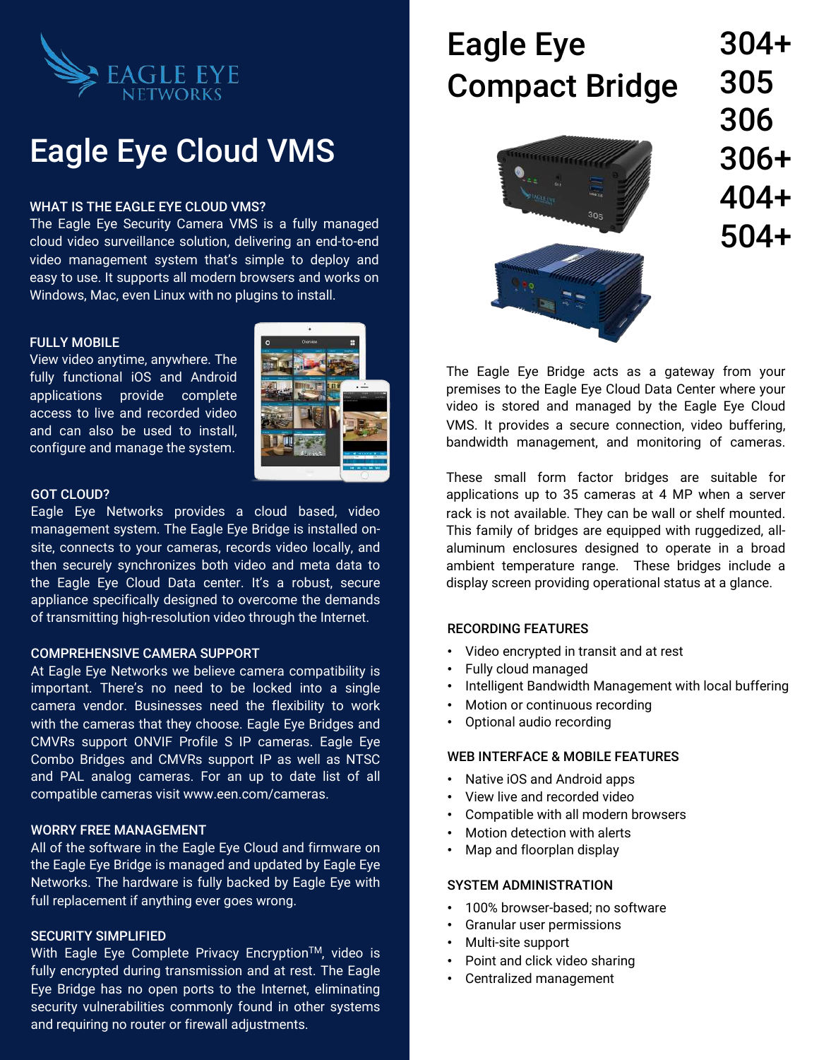# Eagle Eye Cloud VMS

### WHAT IS THE EAGLE EYE CLOUD VMS?

The Eagle Eye Security Camera VMS is a fully managed cloud video surveillance solution, delivering an end-to-end video management system that's simple to deploy and easy to use. It supports all modern browsers and works on Windows, Mac, even Linux with no plugins to install.

### FULLY MOBILE

View video anytime, anywhere. The fully functional iOS and Android applications provide complete access to live and recorded video and can also be used to install, configure and manage the system.

### GOT CLOUD?

Eagle Eye Networks provides a cloud based, video management system. The Eagle Eye Bridge is installed on-site, connects to your cameras, records video locally, and then securely synchronizes both video and meta data to the Eagle Eye Cloud Data center. It's a robust, secure appliance specifically designed to overcome the demands of transmitting high-resolution video through the Internet.

### COMPREHENSIVE CAMERA SUPPORT

At Eagle Eye Networks we believe camera compatibility is important. There's no need to be locked into a single camera vendor. Businesses need the flexibility to work with the cameras that they choose. Eagle Eye Bridges and CMVRs support ONVIF Profile S IP cameras. Eagle Eye Combo Bridges and CMVRs support IP as well as NTSC and PAL analog cameras. For an up to date list of all compatible cameras visit www.een.com/cameras.

### WORRY FREE MANAGEMENT

All of the software in the Eagle Eye Cloud and firmware on the Eagle Eye Bridge is managed and updated by Eagle Eye Networks. The hardware is fully backed by Eagle Eye with full replacement if anything ever goes wrong.

### SECURITY SIMPLIFIED

With Eagle Eye Complete Privacy Encryption™, video is fully encrypted during transmission and at rest. The Eagle Eye Bridge has no open ports to the Internet, eliminating security vulnerabilities commonly found in other systems and requiring no router or firewall adjustments.

# Eagle Eye Compact Bridge

**304+ 305 306 306+ 404+ 504+**

The Eagle Eye Bridge acts as a gateway from your premises to the Eagle Eye Cloud Data Center where your video is stored and managed by the Eagle Eye Cloud VMS. It provides a secure connection, video buffering, bandwidth management, and monitoring of cameras.

These small form factor bridges are suitable for applications up to 35 cameras at 4 MP when a server rack is not available. They can be wall or shelf mounted. This family of bridges are equipped with ruggedized, all-aluminum enclosures designed to operate in a broad ambient temperature range. These bridges include a display screen providing operational status at a glance.

### RECORDING FEATURES

- Video encrypted in transit and at rest
- Fully cloud managed
- Intelligent Bandwidth Management with local buffering
- Motion or continuous recording
- Optional audio recording

### WEB INTERFACE & MOBILE FEATURES

- Native iOS and Android apps
- View live and recorded video
- Compatible with all modern browsers
- Motion detection with alerts
- Map and floorplan display

### SYSTEM ADMINISTRATION

- 100% browser-based; no software
- Granular user permissions
- Multi-site support
- Point and click video sharing
- Centralized management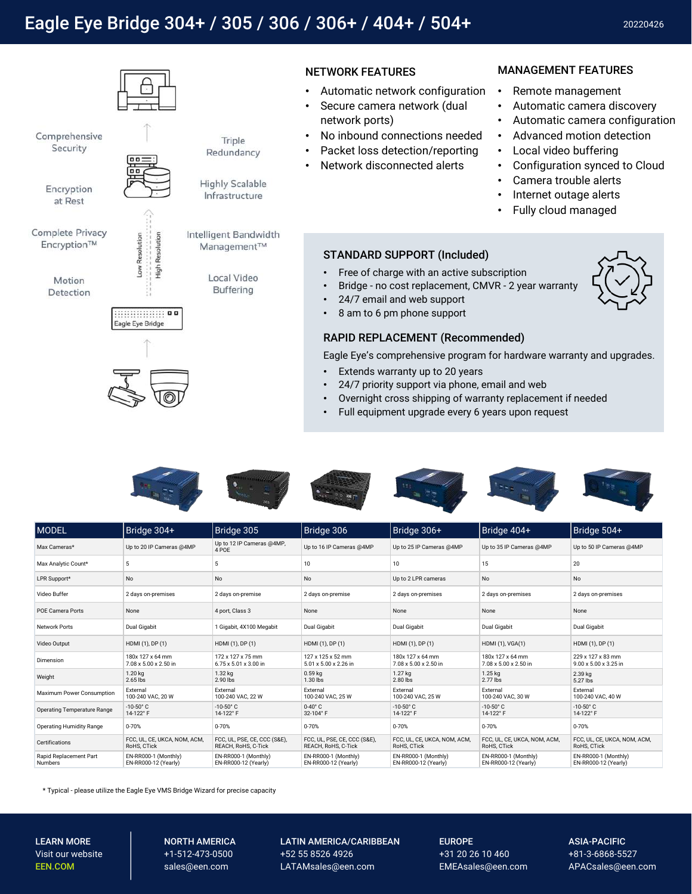# Eagle Eye Bridge 304+ / 305 / 306 / 306+ / 404+ / 504+

20220426

Comprehensive Security

Encryption at Rest

Complete Privacy Encryption™

Motion Detection

Triple Redundancy

Highly Scalable Infrastructure

Intelligent Bandwidth Management™

Local Video Buffering

Low Resolution

High Resolution

Eagle Eye Bridge

## NETWORK FEATURES

- Automatic network configuration
- Secure camera network (dual network ports)
- No inbound connections needed
- Packet loss detection/reporting
- Network disconnected alerts

## MANAGEMENT FEATURES

- Remote management
- Automatic camera discovery
- Automatic camera configuration
- Advanced motion detection
- Local video buffering
- Configuration synced to Cloud
- Camera trouble alerts
- Internet outage alerts
- Fully cloud managed

## STANDARD SUPPORT (Included)

- Free of charge with an active subscription
- Bridge - no cost replacement, CMVR - 2 year warranty
- 24/7 email and web support
- 8 am to 6 pm phone support

## RAPID REPLACEMENT (Recommended)

Eagle Eye's comprehensive program for hardware warranty and upgrades.

- Extends warranty up to 20 years
- 24/7 priority support via phone, email and web
- Overnight cross shipping of warranty replacement if needed
- Full equipment upgrade every 6 years upon request

| MODEL | Bridge 304+ | Bridge 305 | Bridge 306 | Bridge 306+ | Bridge 404+ | Bridge 504+ |
|---|---|---|---|---|---|---|
| Max Cameras* | Up to 20 IP Cameras @4MP | Up to 12 IP Cameras @4MP, 4 POE | Up to 16 IP Cameras @4MP | Up to 25 IP Cameras @4MP | Up to 35 IP Cameras @4MP | Up to 50 IP Cameras @4MP |
| Max Analytic Count* | 5 | 5 | 10 | 10 | 15 | 20 |
| LPR Support* | No | No | No | Up to 2 LPR cameras | No | No |
| Video Buffer | 2 days on-premises | 2 days on-premise | 2 days on-premise | 2 days on-premises | 2 days on-premises | 2 days on-premises |
| POE Camera Ports | None | 4 port, Class 3 | None | None | None | None |
| Network Ports | Dual Gigabit | 1 Gigabit, 4X100 Megabit | Dual Gigabit | Dual Gigabit | Dual Gigabit | Dual Gigabit |
| Video Output | HDMI (1), DP (1) | HDMI (1), DP (1) | HDMI (1), DP (1) | HDMI (1), DP (1) | HDMI (1), VGA(1) | HDMI (1), DP (1) |
| Dimension | 180x 127 x 64 mm<br>7.08 x 5.00 x 2.50 in | 172 x 127 x 75 mm<br>6.75 x 5.01 x 3.00 in | 127 x 125 x 52 mm<br>5.01 x 5.00 x 2.26 in | 180x 127 x 64 mm<br>7.08 x 5.00 x 2.50 in | 180x 127 x 64 mm<br>7.08 x 5.00 x 2.50 in | 229 x 127 x 83 mm<br>9.00 x 5.00 x 3.25 in |
| Weight | 1.20 kg<br>2.65 lbs | 1.32 kg<br>2.90 lbs | 0.59 kg<br>1.30 lbs | 1.27 kg<br>2.80 lbs | 1.25 kg<br>2.77 lbs | 2.39 kg<br>5.27 lbs |
| Maximum Power Consumption | External<br>100-240 VAC, 20 W | External<br>100-240 VAC, 22 W | External<br>100-240 VAC, 25 W | External<br>100-240 VAC, 25 W | External<br>100-240 VAC, 30 W | External<br>100-240 VAC, 40 W |
| Operating Temperature Range | -10-50° C<br>14-122° F | -10-50° C<br>14-122° F | 0-40° C<br>32-104° F | -10-50° C<br>14-122° F | -10-50° C<br>14-122° F | -10-50° C<br>14-122° F |
| Operating Humidity Range | 0-70% | 0-70% | 0-70% | 0-70% | 0-70% | 0-70% |
| Certifications | FCC, UL, CE, UKCA, NOM, ACM, RoHS, CTick | FCC, UL, PSE, CE, CCC (S&E), REACH, RoHS, C-Tick | FCC, UL, PSE, CE, CCC (S&E), REACH, RoHS, C-Tick | FCC, UL, CE, UKCA, NOM, ACM, RoHS, CTick | FCC, UL, CE, UKCA, NOM, ACM, RoHS, CTick | FCC, UL, CE, UKCA, NOM, ACM, RoHS, CTick |
| Rapid Replacement Part Numbers | EN-RR000-1 (Monthly)<br>EN-RR000-12 (Yearly) | EN-RR000-1 (Monthly)<br>EN-RR000-12 (Yearly) | EN-RR000-1 (Monthly)<br>EN-RR000-12 (Yearly) | EN-RR000-1 (Monthly)<br>EN-RR000-12 (Yearly) | EN-RR000-1 (Monthly)<br>EN-RR000-12 (Yearly) | EN-RR000-1 (Monthly)<br>EN-RR000-12 (Yearly) |

* Typical - please utilize the Eagle Eye VMS Bridge Wizard for precise capacity

**LEARN MORE**
Visit our website
EEN.COM

**NORTH AMERICA**
+1-512-473-0500
sales@een.com

**LATIN AMERICA/CARIBBEAN**
+52 55 8526 4926
LATAMsales@een.com

**EUROPE**
+31 20 26 10 460
EMEAsales@een.com

**ASIA-PACIFIC**
+81-3-6868-5527
APACsales@een.com